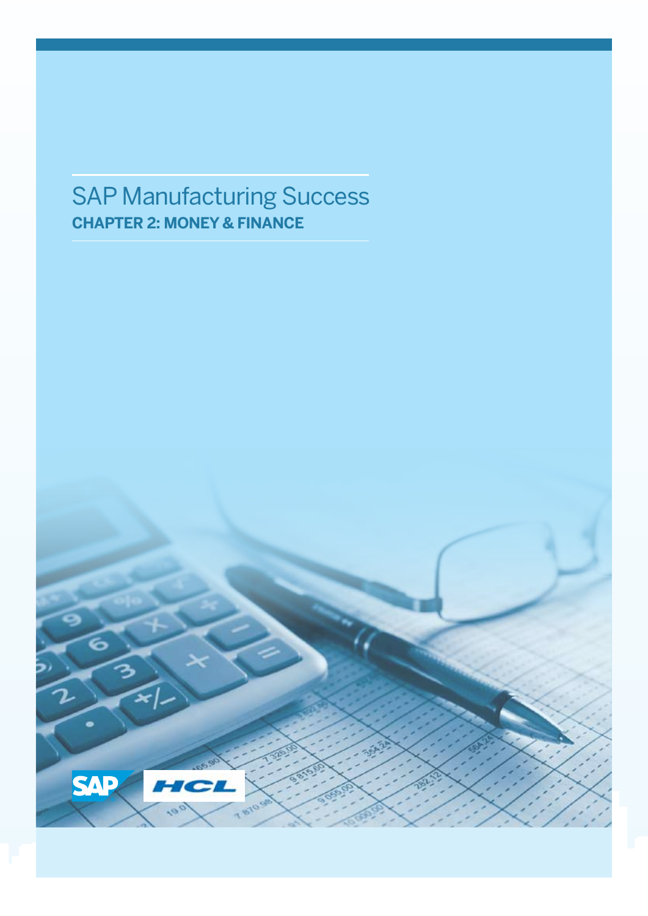# SAP Manufacturing Success

## CHAPTER 2: MONEY & FINANCE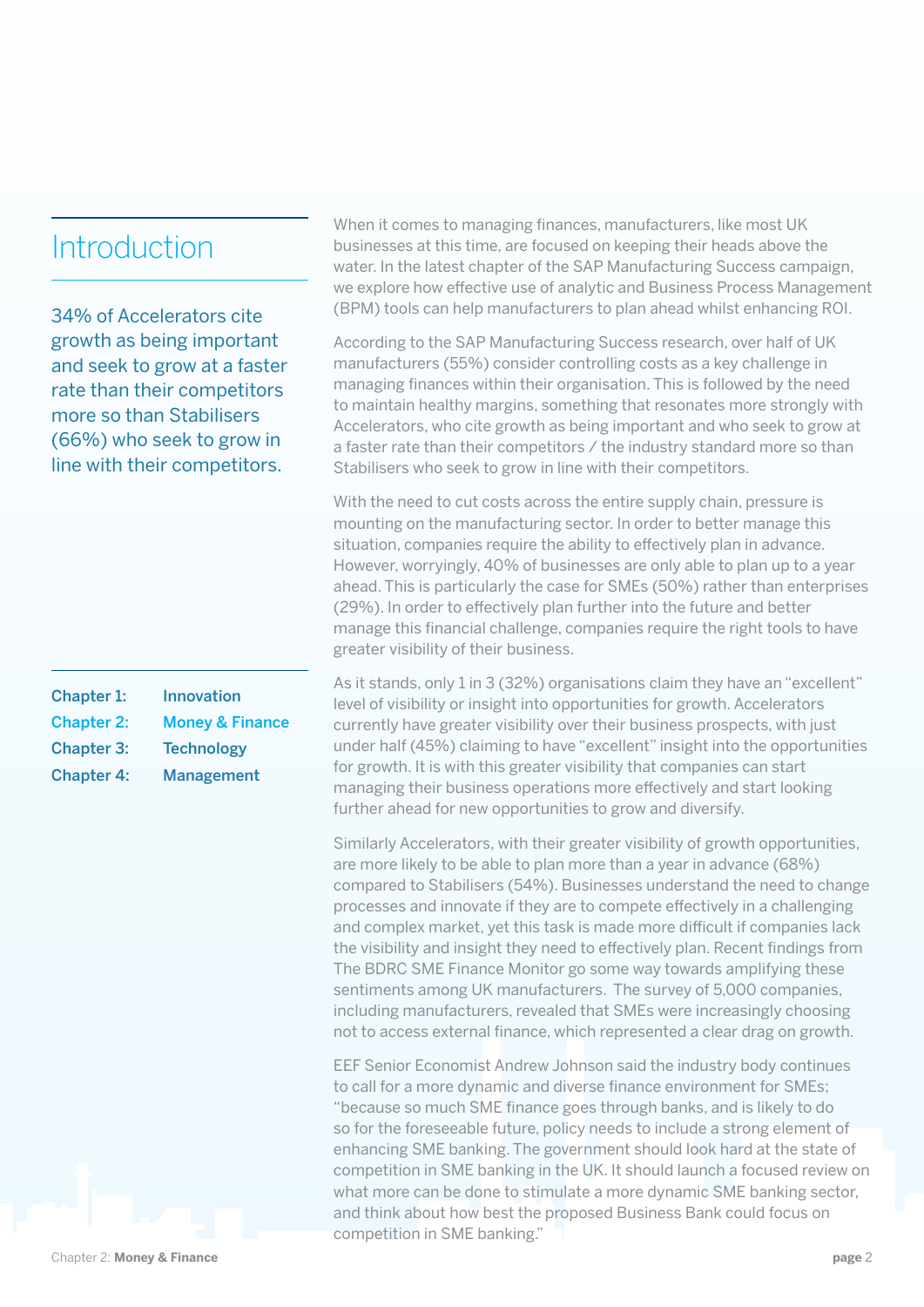# Introduction

34% of Accelerators cite growth as being important and seek to grow at a faster rate than their competitors more so than Stabilisers (66%) who seek to grow in line with their competitors.

| | |
|---|---|
| Chapter 1: | Innovation |
| Chapter 2: | Money & Finance |
| Chapter 3: | Technology |
| Chapter 4: | Management |

When it comes to managing finances, manufacturers, like most UK businesses at this time, are focused on keeping their heads above the water. In the latest chapter of the SAP Manufacturing Success campaign, we explore how effective use of analytic and Business Process Management (BPM) tools can help manufacturers to plan ahead whilst enhancing ROI.

According to the SAP Manufacturing Success research, over half of UK manufacturers (55%) consider controlling costs as a key challenge in managing finances within their organisation. This is followed by the need to maintain healthy margins, something that resonates more strongly with Accelerators, who cite growth as being important and who seek to grow at a faster rate than their competitors / the industry standard more so than Stabilisers who seek to grow in line with their competitors.

With the need to cut costs across the entire supply chain, pressure is mounting on the manufacturing sector. In order to better manage this situation, companies require the ability to effectively plan in advance. However, worryingly, 40% of businesses are only able to plan up to a year ahead. This is particularly the case for SMEs (50%) rather than enterprises (29%). In order to effectively plan further into the future and better manage this financial challenge, companies require the right tools to have greater visibility of their business.

As it stands, only 1 in 3 (32%) organisations claim they have an "excellent" level of visibility or insight into opportunities for growth. Accelerators currently have greater visibility over their business prospects, with just under half (45%) claiming to have "excellent" insight into the opportunities for growth. It is with this greater visibility that companies can start managing their business operations more effectively and start looking further ahead for new opportunities to grow and diversify.

Similarly Accelerators, with their greater visibility of growth opportunities, are more likely to be able to plan more than a year in advance (68%) compared to Stabilisers (54%). Businesses understand the need to change processes and innovate if they are to compete effectively in a challenging and complex market, yet this task is made more difficult if companies lack the visibility and insight they need to effectively plan. Recent findings from The BDRC SME Finance Monitor go some way towards amplifying these sentiments among UK manufacturers. The survey of 5,000 companies, including manufacturers, revealed that SMEs were increasingly choosing not to access external finance, which represented a clear drag on growth.

EEF Senior Economist Andrew Johnson said the industry body continues to call for a more dynamic and diverse finance environment for SMEs; "because so much SME finance goes through banks, and is likely to do so for the foreseeable future, policy needs to include a strong element of enhancing SME banking. The government should look hard at the state of competition in SME banking in the UK. It should launch a focused review on what more can be done to stimulate a more dynamic SME banking sector, and think about how best the proposed Business Bank could focus on competition in SME banking."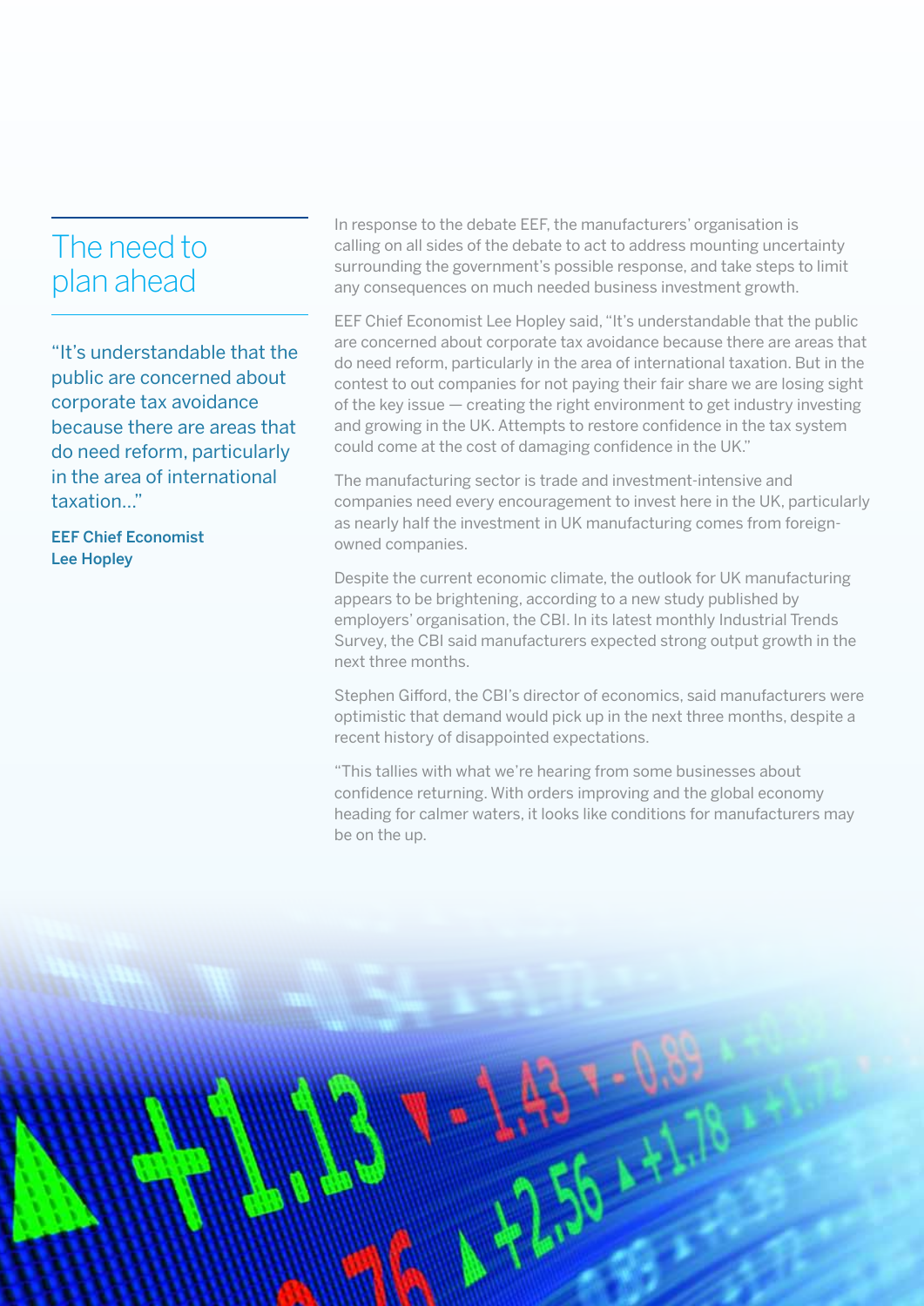## The need to plan ahead

"It's understandable that the public are concerned about corporate tax avoidance because there are areas that do need reform, particularly in the area of international taxation..."

**EEF Chief Economist Lee Hopley**

In response to the debate EEF, the manufacturers' organisation is calling on all sides of the debate to act to address mounting uncertainty surrounding the government's possible response, and take steps to limit any consequences on much needed business investment growth.

EEF Chief Economist Lee Hopley said, "It's understandable that the public are concerned about corporate tax avoidance because there are areas that do need reform, particularly in the area of international taxation. But in the contest to out companies for not paying their fair share we are losing sight of the key issue — creating the right environment to get industry investing and growing in the UK. Attempts to restore confidence in the tax system could come at the cost of damaging confidence in the UK."

The manufacturing sector is trade and investment-intensive and companies need every encouragement to invest here in the UK, particularly as nearly half the investment in UK manufacturing comes from foreign-owned companies.

Despite the current economic climate, the outlook for UK manufacturing appears to be brightening, according to a new study published by employers' organisation, the CBI. In its latest monthly Industrial Trends Survey, the CBI said manufacturers expected strong output growth in the next three months.

Stephen Gifford, the CBI's director of economics, said manufacturers were optimistic that demand would pick up in the next three months, despite a recent history of disappointed expectations.

"This tallies with what we're hearing from some businesses about confidence returning. With orders improving and the global economy heading for calmer waters, it looks like conditions for manufacturers may be on the up.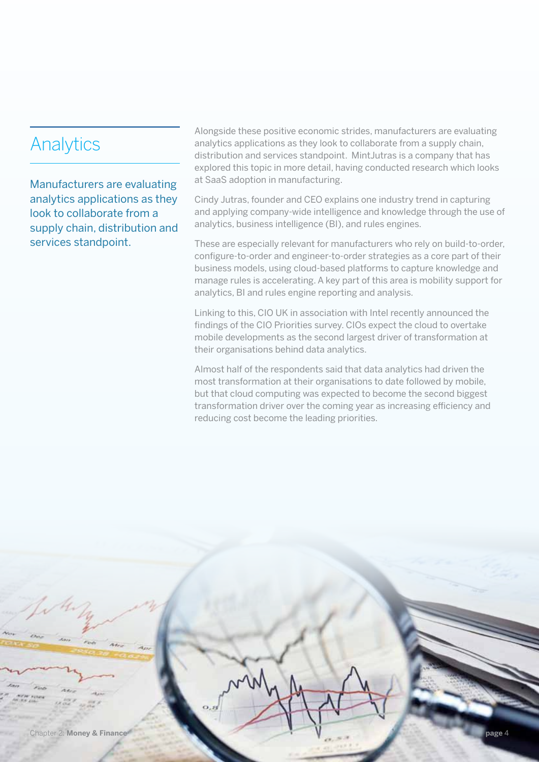## Analytics

Manufacturers are evaluating analytics applications as they look to collaborate from a supply chain, distribution and services standpoint.

Alongside these positive economic strides, manufacturers are evaluating analytics applications as they look to collaborate from a supply chain, distribution and services standpoint. MintJutras is a company that has explored this topic in more detail, having conducted research which looks at SaaS adoption in manufacturing.

Cindy Jutras, founder and CEO explains one industry trend in capturing and applying company-wide intelligence and knowledge through the use of analytics, business intelligence (BI), and rules engines.

These are especially relevant for manufacturers who rely on build-to-order, configure-to-order and engineer-to-order strategies as a core part of their business models, using cloud-based platforms to capture knowledge and manage rules is accelerating. A key part of this area is mobility support for analytics, BI and rules engine reporting and analysis.

Linking to this, CIO UK in association with Intel recently announced the findings of the CIO Priorities survey. CIOs expect the cloud to overtake mobile developments as the second largest driver of transformation at their organisations behind data analytics.

Almost half of the respondents said that data analytics had driven the most transformation at their organisations to date followed by mobile, but that cloud computing was expected to become the second biggest transformation driver over the coming year as increasing efficiency and reducing cost become the leading priorities.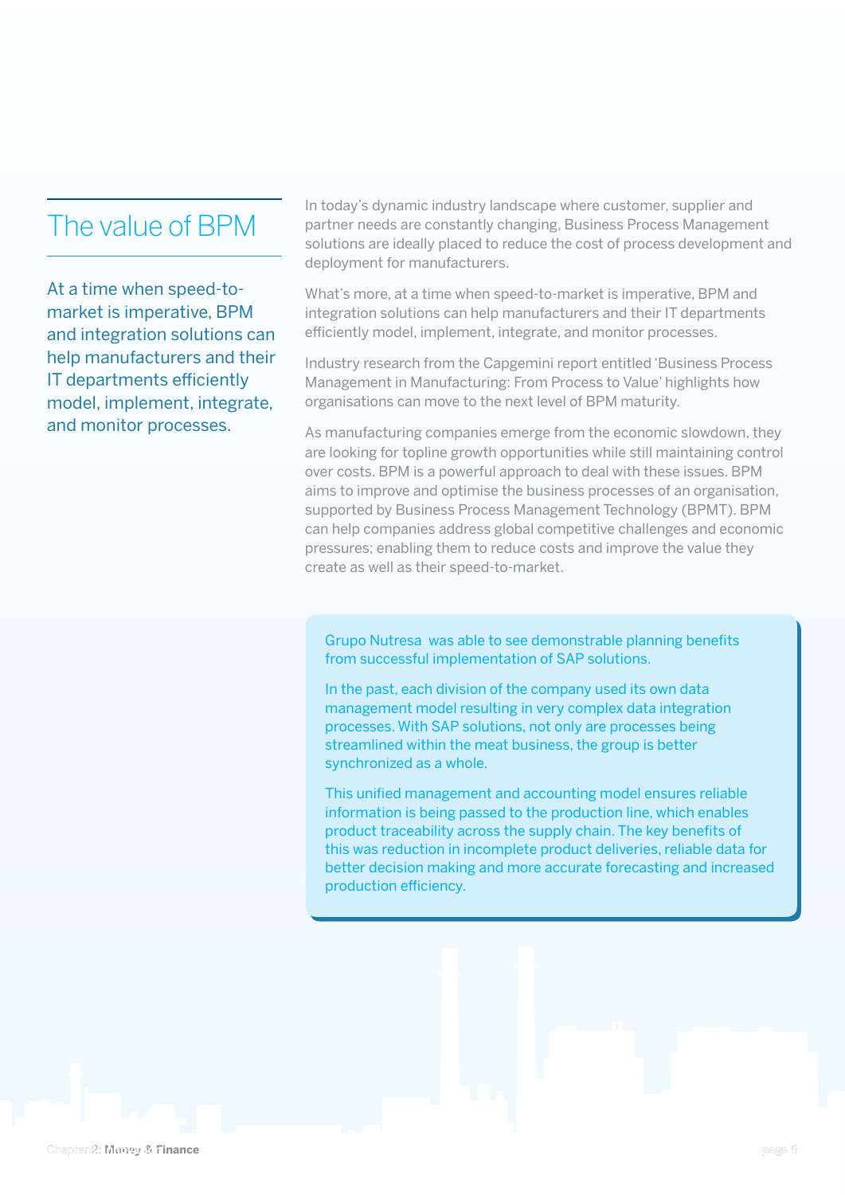## The value of BPM

At a time when speed-to-market is imperative, BPM and integration solutions can help manufacturers and their IT departments efficiently model, implement, integrate, and monitor processes.

In today's dynamic industry landscape where customer, supplier and partner needs are constantly changing, Business Process Management solutions are ideally placed to reduce the cost of process development and deployment for manufacturers.

What's more, at a time when speed-to-market is imperative, BPM and integration solutions can help manufacturers and their IT departments efficiently model, implement, integrate, and monitor processes.

Industry research from the Capgemini report entitled 'Business Process Management in Manufacturing: From Process to Value' highlights how organisations can move to the next level of BPM maturity.

As manufacturing companies emerge from the economic slowdown, they are looking for topline growth opportunities while still maintaining control over costs. BPM is a powerful approach to deal with these issues. BPM aims to improve and optimise the business processes of an organisation, supported by Business Process Management Technology (BPMT). BPM can help companies address global competitive challenges and economic pressures; enabling them to reduce costs and improve the value they create as well as their speed-to-market.

> Grupo Nutresa was able to see demonstrable planning benefits from successful implementation of SAP solutions.
>
> In the past, each division of the company used its own data management model resulting in very complex data integration processes. With SAP solutions, not only are processes being streamlined within the meat business, the group is better synchronized as a whole.
>
> This unified management and accounting model ensures reliable information is being passed to the production line, which enables product traceability across the supply chain. The key benefits of this was reduction in incomplete product deliveries, reliable data for better decision making and more accurate forecasting and increased production efficiency.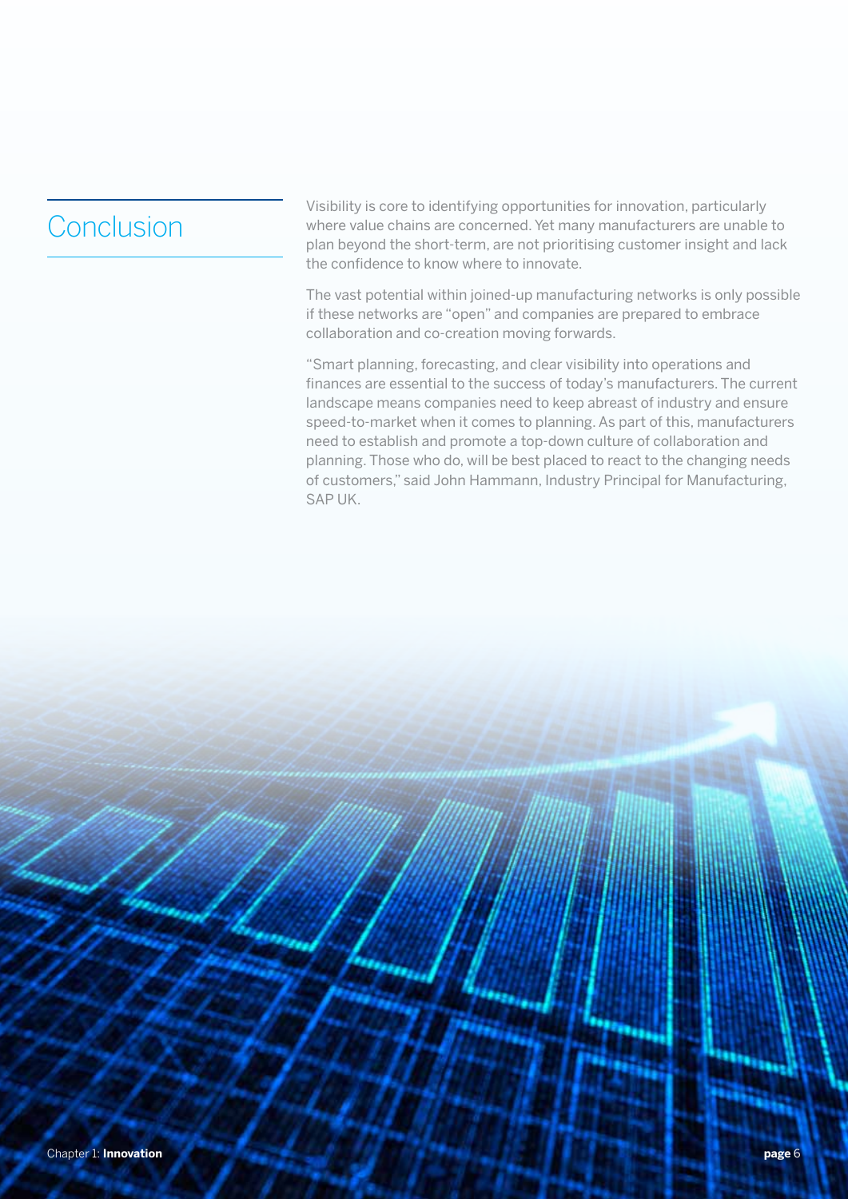## Conclusion

Visibility is core to identifying opportunities for innovation, particularly where value chains are concerned. Yet many manufacturers are unable to plan beyond the short-term, are not prioritising customer insight and lack the confidence to know where to innovate.

The vast potential within joined-up manufacturing networks is only possible if these networks are "open" and companies are prepared to embrace collaboration and co-creation moving forwards.

"Smart planning, forecasting, and clear visibility into operations and finances are essential to the success of today's manufacturers. The current landscape means companies need to keep abreast of industry and ensure speed-to-market when it comes to planning. As part of this, manufacturers need to establish and promote a top-down culture of collaboration and planning. Those who do, will be best placed to react to the changing needs of customers," said John Hammann, Industry Principal for Manufacturing, SAP UK.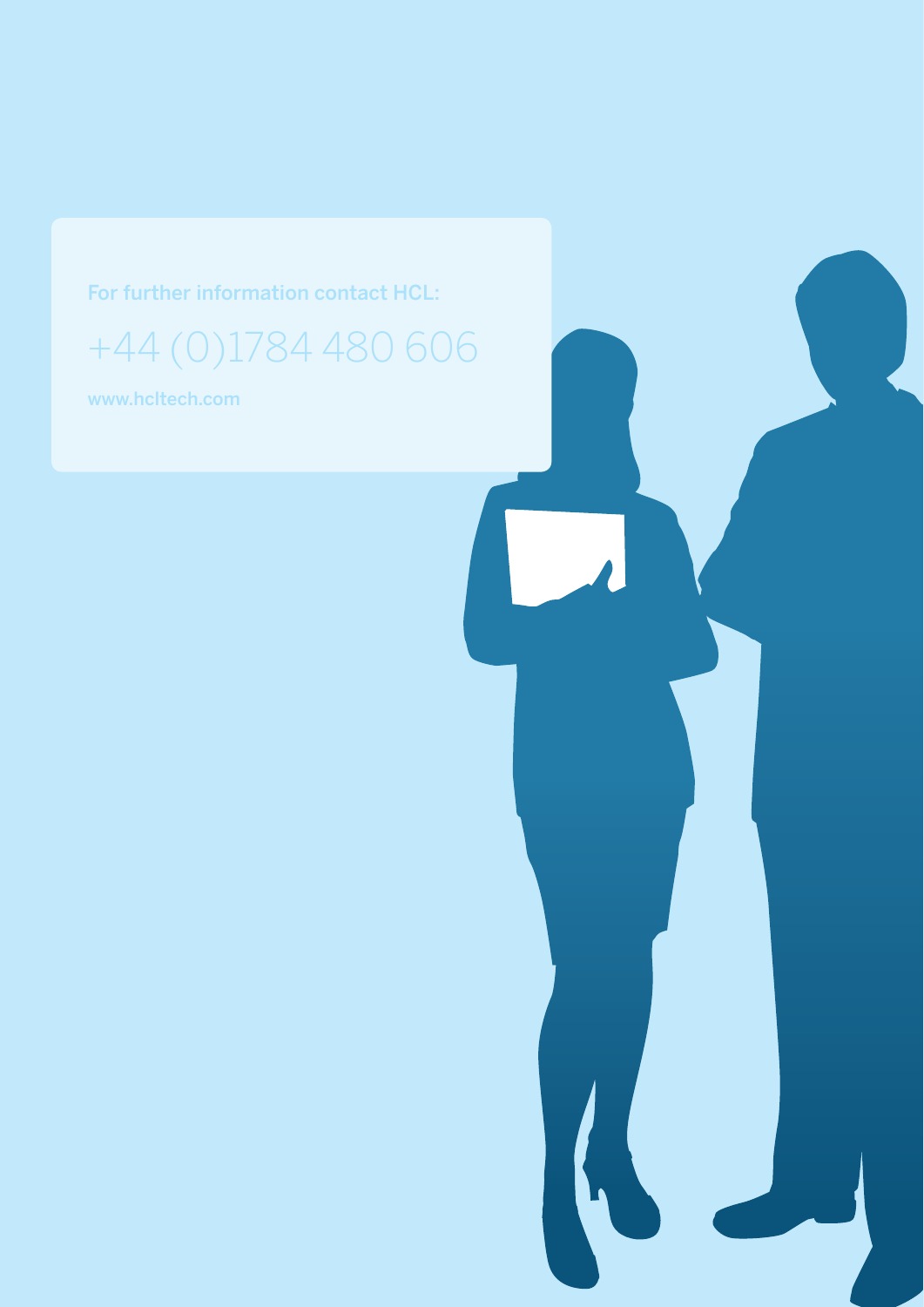For further information contact HCL:

+44 (0)1784 480 606

www.hcltech.com